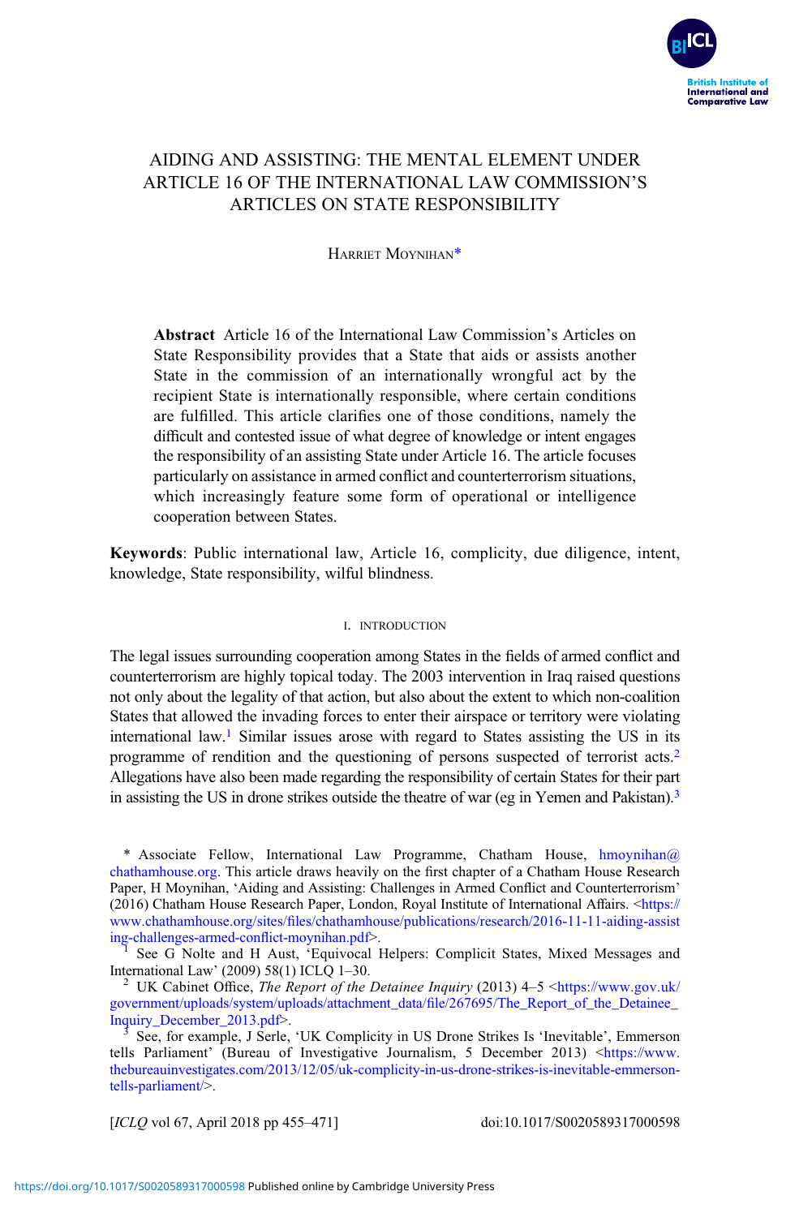# AIDING AND ASSISTING: THE MENTAL ELEMENT UNDER ARTICLE 16 OF THE INTERNATIONAL LAW COMMISSION'S ARTICLES ON STATE RESPONSIBILITY

HARRIET MOYNIHAN*

**Abstract** Article 16 of the International Law Commission's Articles on State Responsibility provides that a State that aids or assists another State in the commission of an internationally wrongful act by the recipient State is internationally responsible, where certain conditions are fulfilled. This article clarifies one of those conditions, namely the difficult and contested issue of what degree of knowledge or intent engages the responsibility of an assisting State under Article 16. The article focuses particularly on assistance in armed conflict and counterterrorism situations, which increasingly feature some form of operational or intelligence cooperation between States.

**Keywords**: Public international law, Article 16, complicity, due diligence, intent, knowledge, State responsibility, wilful blindness.

## I. INTRODUCTION

The legal issues surrounding cooperation among States in the fields of armed conflict and counterterrorism are highly topical today. The 2003 intervention in Iraq raised questions not only about the legality of that action, but also about the extent to which non-coalition States that allowed the invading forces to enter their airspace or territory were violating international law.[1] Similar issues arose with regard to States assisting the US in its programme of rendition and the questioning of persons suspected of terrorist acts.[2] Allegations have also been made regarding the responsibility of certain States for their part in assisting the US in drone strikes outside the theatre of war (eg in Yemen and Pakistan).[3]

\* Associate Fellow, International Law Programme, Chatham House, hmoynihan@chathamhouse.org. This article draws heavily on the first chapter of a Chatham House Research Paper, H Moynihan, 'Aiding and Assisting: Challenges in Armed Conflict and Counterterrorism' (2016) Chatham House Research Paper, London, Royal Institute of International Affairs. <https://www.chathamhouse.org/sites/files/chathamhouse/publications/research/2016-11-11-aiding-assisting-challenges-armed-conflict-moynihan.pdf>.

[1] See G Nolte and H Aust, 'Equivocal Helpers: Complicit States, Mixed Messages and International Law' (2009) 58(1) ICLQ 1–30.

[2] UK Cabinet Office, *The Report of the Detainee Inquiry* (2013) 4–5 <https://www.gov.uk/government/uploads/system/uploads/attachment_data/file/267695/The_Report_of_the_Detainee_Inquiry_December_2013.pdf>.

[3] See, for example, J Serle, 'UK Complicity in US Drone Strikes Is 'Inevitable', Emmerson tells Parliament' (Bureau of Investigative Journalism, 5 December 2013) <https://www.thebureauinvestigates.com/2013/12/05/uk-complicity-in-us-drone-strikes-is-inevitable-emmerson-tells-parliament/>.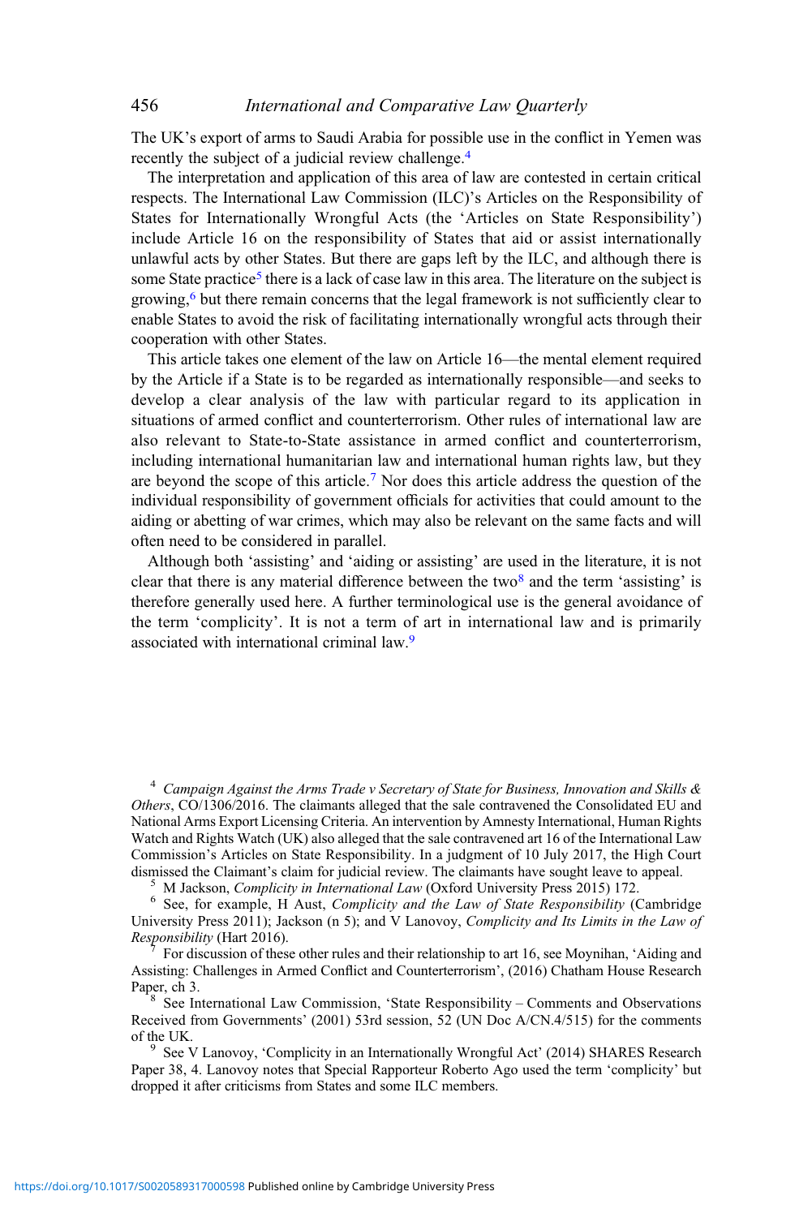The UK's export of arms to Saudi Arabia for possible use in the conflict in Yemen was recently the subject of a judicial review challenge.[4]

The interpretation and application of this area of law are contested in certain critical respects. The International Law Commission (ILC)'s Articles on the Responsibility of States for Internationally Wrongful Acts (the 'Articles on State Responsibility') include Article 16 on the responsibility of States that aid or assist internationally unlawful acts by other States. But there are gaps left by the ILC, and although there is some State practice[5] there is a lack of case law in this area. The literature on the subject is growing,[6] but there remain concerns that the legal framework is not sufficiently clear to enable States to avoid the risk of facilitating internationally wrongful acts through their cooperation with other States.

This article takes one element of the law on Article 16—the mental element required by the Article if a State is to be regarded as internationally responsible—and seeks to develop a clear analysis of the law with particular regard to its application in situations of armed conflict and counterterrorism. Other rules of international law are also relevant to State-to-State assistance in armed conflict and counterterrorism, including international humanitarian law and international human rights law, but they are beyond the scope of this article.[7] Nor does this article address the question of the individual responsibility of government officials for activities that could amount to the aiding or abetting of war crimes, which may also be relevant on the same facts and will often need to be considered in parallel.

Although both 'assisting' and 'aiding or assisting' are used in the literature, it is not clear that there is any material difference between the two[8] and the term 'assisting' is therefore generally used here. A further terminological use is the general avoidance of the term 'complicity'. It is not a term of art in international law and is primarily associated with international criminal law.[9]

---

[4] *Campaign Against the Arms Trade v Secretary of State for Business, Innovation and Skills & Others*, CO/1306/2016. The claimants alleged that the sale contravened the Consolidated EU and National Arms Export Licensing Criteria. An intervention by Amnesty International, Human Rights Watch and Rights Watch (UK) also alleged that the sale contravened art 16 of the International Law Commission's Articles on State Responsibility. In a judgment of 10 July 2017, the High Court dismissed the Claimant's claim for judicial review. The claimants have sought leave to appeal.

[5] M Jackson, *Complicity in International Law* (Oxford University Press 2015) 172.

[6] See, for example, H Aust, *Complicity and the Law of State Responsibility* (Cambridge University Press 2011); Jackson (n 5); and V Lanovoy, *Complicity and Its Limits in the Law of Responsibility* (Hart 2016).

[7] For discussion of these other rules and their relationship to art 16, see Moynihan, 'Aiding and Assisting: Challenges in Armed Conflict and Counterterrorism', (2016) Chatham House Research Paper, ch 3.

[8] See International Law Commission, 'State Responsibility – Comments and Observations Received from Governments' (2001) 53rd session, 52 (UN Doc A/CN.4/515) for the comments of the UK.

[9] See V Lanovoy, 'Complicity in an Internationally Wrongful Act' (2014) SHARES Research Paper 38, 4. Lanovoy notes that Special Rapporteur Roberto Ago used the term 'complicity' but dropped it after criticisms from States and some ILC members.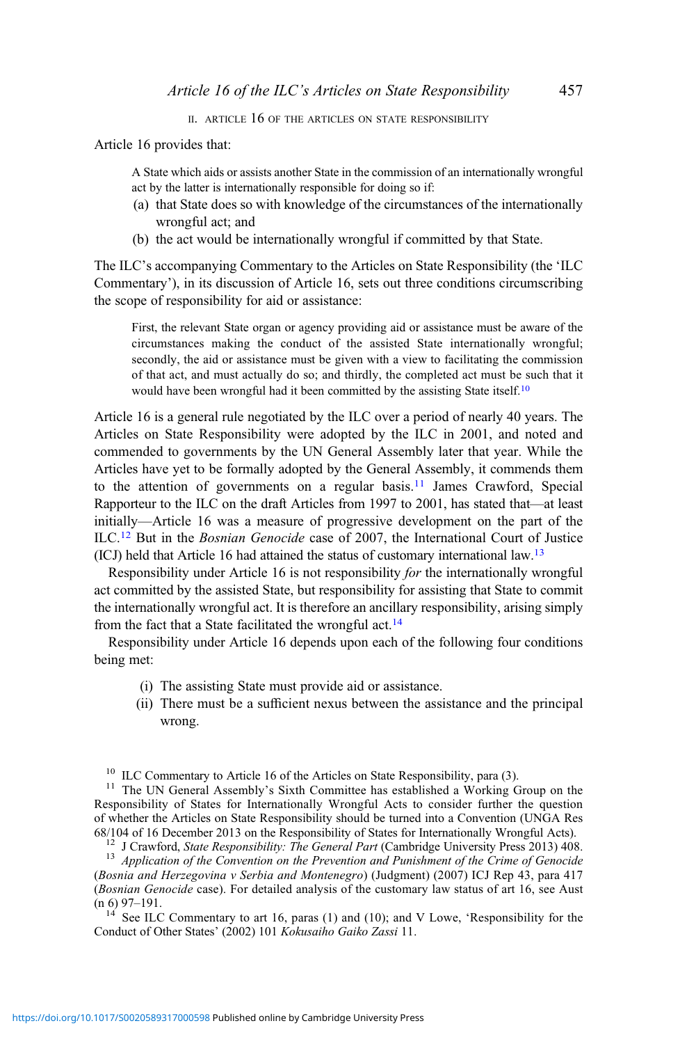## II. Article 16 of the Articles on State Responsibility

Article 16 provides that:

> A State which aids or assists another State in the commission of an internationally wrongful act by the latter is internationally responsible for doing so if:
>
> (a) that State does so with knowledge of the circumstances of the internationally wrongful act; and
>
> (b) the act would be internationally wrongful if committed by that State.

The ILC's accompanying Commentary to the Articles on State Responsibility (the 'ILC Commentary'), in its discussion of Article 16, sets out three conditions circumscribing the scope of responsibility for aid or assistance:

> First, the relevant State organ or agency providing aid or assistance must be aware of the circumstances making the conduct of the assisted State internationally wrongful; secondly, the aid or assistance must be given with a view to facilitating the commission of that act, and must actually do so; and thirdly, the completed act must be such that it would have been wrongful had it been committed by the assisting State itself.[10]

Article 16 is a general rule negotiated by the ILC over a period of nearly 40 years. The Articles on State Responsibility were adopted by the ILC in 2001, and noted and commended to governments by the UN General Assembly later that year. While the Articles have yet to be formally adopted by the General Assembly, it commends them to the attention of governments on a regular basis.[11] James Crawford, Special Rapporteur to the ILC on the draft Articles from 1997 to 2001, has stated that—at least initially—Article 16 was a measure of progressive development on the part of the ILC.[12] But in the *Bosnian Genocide* case of 2007, the International Court of Justice (ICJ) held that Article 16 had attained the status of customary international law.[13]

Responsibility under Article 16 is not responsibility *for* the internationally wrongful act committed by the assisted State, but responsibility for assisting that State to commit the internationally wrongful act. It is therefore an ancillary responsibility, arising simply from the fact that a State facilitated the wrongful act.[14]

Responsibility under Article 16 depends upon each of the following four conditions being met:

(i) The assisting State must provide aid or assistance.

(ii) There must be a sufficient nexus between the assistance and the principal wrong.

---

[10] ILC Commentary to Article 16 of the Articles on State Responsibility, para (3).

[11] The UN General Assembly's Sixth Committee has established a Working Group on the Responsibility of States for Internationally Wrongful Acts to consider further the question of whether the Articles on State Responsibility should be turned into a Convention (UNGA Res 68/104 of 16 December 2013 on the Responsibility of States for Internationally Wrongful Acts).

[12] J Crawford, *State Responsibility: The General Part* (Cambridge University Press 2013) 408.

[13] *Application of the Convention on the Prevention and Punishment of the Crime of Genocide* (*Bosnia and Herzegovina v Serbia and Montenegro*) (Judgment) (2007) ICJ Rep 43, para 417 (*Bosnian Genocide* case). For detailed analysis of the customary law status of art 16, see Aust (n 6) 97–191.

[14] See ILC Commentary to art 16, paras (1) and (10); and V Lowe, 'Responsibility for the Conduct of Other States' (2002) 101 *Kokusaiho Gaiko Zassi* 11.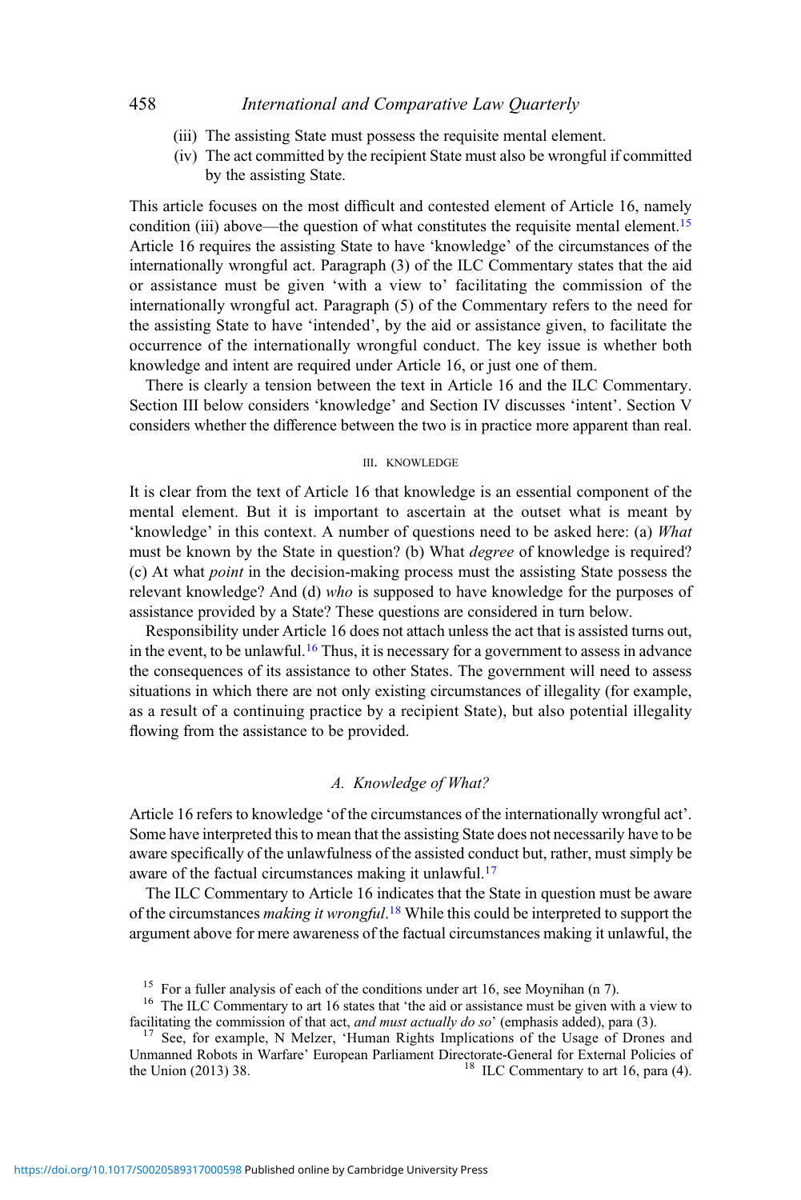(iii) The assisting State must possess the requisite mental element.

(iv) The act committed by the recipient State must also be wrongful if committed by the assisting State.

This article focuses on the most difficult and contested element of Article 16, namely condition (iii) above—the question of what constitutes the requisite mental element.[15] Article 16 requires the assisting State to have 'knowledge' of the circumstances of the internationally wrongful act. Paragraph (3) of the ILC Commentary states that the aid or assistance must be given 'with a view to' facilitating the commission of the internationally wrongful act. Paragraph (5) of the Commentary refers to the need for the assisting State to have 'intended', by the aid or assistance given, to facilitate the occurrence of the internationally wrongful conduct. The key issue is whether both knowledge and intent are required under Article 16, or just one of them.

There is clearly a tension between the text in Article 16 and the ILC Commentary. Section III below considers 'knowledge' and Section IV discusses 'intent'. Section V considers whether the difference between the two is in practice more apparent than real.

## III. KNOWLEDGE

It is clear from the text of Article 16 that knowledge is an essential component of the mental element. But it is important to ascertain at the outset what is meant by 'knowledge' in this context. A number of questions need to be asked here: (a) *What* must be known by the State in question? (b) What *degree* of knowledge is required? (c) At what *point* in the decision-making process must the assisting State possess the relevant knowledge? And (d) *who* is supposed to have knowledge for the purposes of assistance provided by a State? These questions are considered in turn below.

Responsibility under Article 16 does not attach unless the act that is assisted turns out, in the event, to be unlawful.[16] Thus, it is necessary for a government to assess in advance the consequences of its assistance to other States. The government will need to assess situations in which there are not only existing circumstances of illegality (for example, as a result of a continuing practice by a recipient State), but also potential illegality flowing from the assistance to be provided.

### A. Knowledge of What?

Article 16 refers to knowledge 'of the circumstances of the internationally wrongful act'. Some have interpreted this to mean that the assisting State does not necessarily have to be aware specifically of the unlawfulness of the assisted conduct but, rather, must simply be aware of the factual circumstances making it unlawful.[17]

The ILC Commentary to Article 16 indicates that the State in question must be aware of the circumstances *making it wrongful*.[18] While this could be interpreted to support the argument above for mere awareness of the factual circumstances making it unlawful, the

[15] For a fuller analysis of each of the conditions under art 16, see Moynihan (n 7).

[16] The ILC Commentary to art 16 states that 'the aid or assistance must be given with a view to facilitating the commission of that act, *and must actually do so*' (emphasis added), para (3).

[17] See, for example, N Melzer, 'Human Rights Implications of the Usage of Drones and Unmanned Robots in Warfare' European Parliament Directorate-General for External Policies of the Union (2013) 38.

[18] ILC Commentary to art 16, para (4).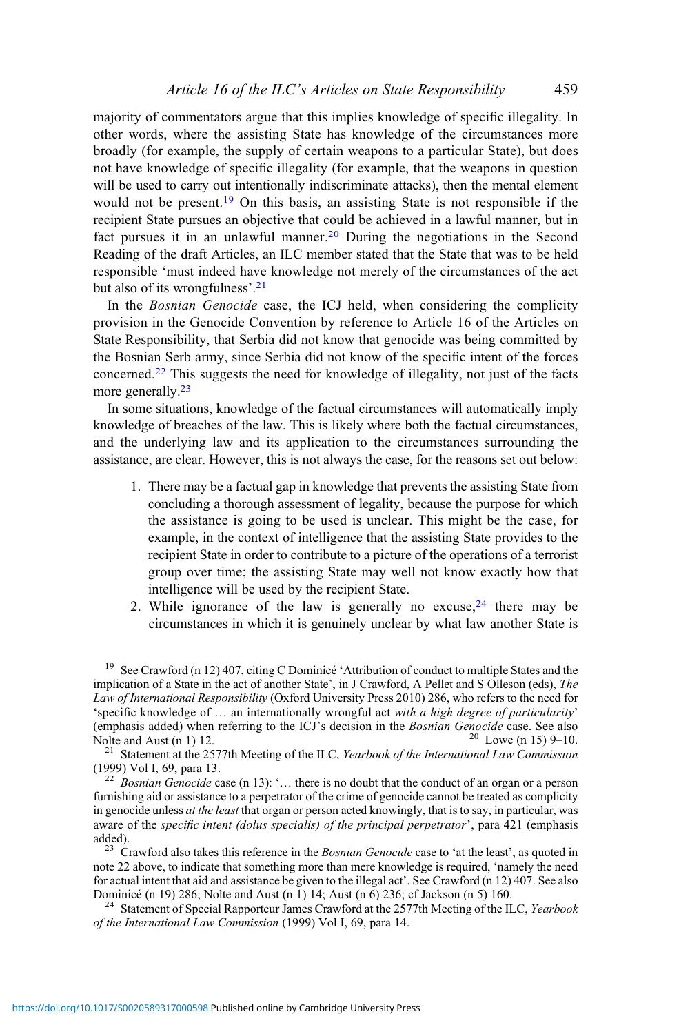majority of commentators argue that this implies knowledge of specific illegality. In other words, where the assisting State has knowledge of the circumstances more broadly (for example, the supply of certain weapons to a particular State), but does not have knowledge of specific illegality (for example, that the weapons in question will be used to carry out intentionally indiscriminate attacks), then the mental element would not be present.[19] On this basis, an assisting State is not responsible if the recipient State pursues an objective that could be achieved in a lawful manner, but in fact pursues it in an unlawful manner.[20] During the negotiations in the Second Reading of the draft Articles, an ILC member stated that the State that was to be held responsible 'must indeed have knowledge not merely of the circumstances of the act but also of its wrongfulness'.[21]

In the *Bosnian Genocide* case, the ICJ held, when considering the complicity provision in the Genocide Convention by reference to Article 16 of the Articles on State Responsibility, that Serbia did not know that genocide was being committed by the Bosnian Serb army, since Serbia did not know of the specific intent of the forces concerned.[22] This suggests the need for knowledge of illegality, not just of the facts more generally.[23]

In some situations, knowledge of the factual circumstances will automatically imply knowledge of breaches of the law. This is likely where both the factual circumstances, and the underlying law and its application to the circumstances surrounding the assistance, are clear. However, this is not always the case, for the reasons set out below:

1. There may be a factual gap in knowledge that prevents the assisting State from concluding a thorough assessment of legality, because the purpose for which the assistance is going to be used is unclear. This might be the case, for example, in the context of intelligence that the assisting State provides to the recipient State in order to contribute to a picture of the operations of a terrorist group over time; the assisting State may well not know exactly how that intelligence will be used by the recipient State.
2. While ignorance of the law is generally no excuse,[24] there may be circumstances in which it is genuinely unclear by what law another State is

---

[19] See Crawford (n 12) 407, citing C Dominicé 'Attribution of conduct to multiple States and the implication of a State in the act of another State', in J Crawford, A Pellet and S Olleson (eds), *The Law of International Responsibility* (Oxford University Press 2010) 286, who refers to the need for 'specific knowledge of … an internationally wrongful act *with a high degree of particularity*' (emphasis added) when referring to the ICJ's decision in the *Bosnian Genocide* case. See also Nolte and Aust (n 1) 12.

[20] Lowe (n 15) 9–10.

[21] Statement at the 2577th Meeting of the ILC, *Yearbook of the International Law Commission* (1999) Vol I, 69, para 13.

[22] *Bosnian Genocide* case (n 13): '… there is no doubt that the conduct of an organ or a person furnishing aid or assistance to a perpetrator of the crime of genocide cannot be treated as complicity in genocide unless *at the least* that organ or person acted knowingly, that is to say, in particular, was aware of the *specific intent (dolus specialis) of the principal perpetrator*', para 421 (emphasis added).

[23] Crawford also takes this reference in the *Bosnian Genocide* case to 'at the least', as quoted in note 22 above, to indicate that something more than mere knowledge is required, 'namely the need for actual intent that aid and assistance be given to the illegal act'. See Crawford (n 12) 407. See also Dominicé (n 19) 286; Nolte and Aust (n 1) 14; Aust (n 6) 236; cf Jackson (n 5) 160.

[24] Statement of Special Rapporteur James Crawford at the 2577th Meeting of the ILC, *Yearbook of the International Law Commission* (1999) Vol I, 69, para 14.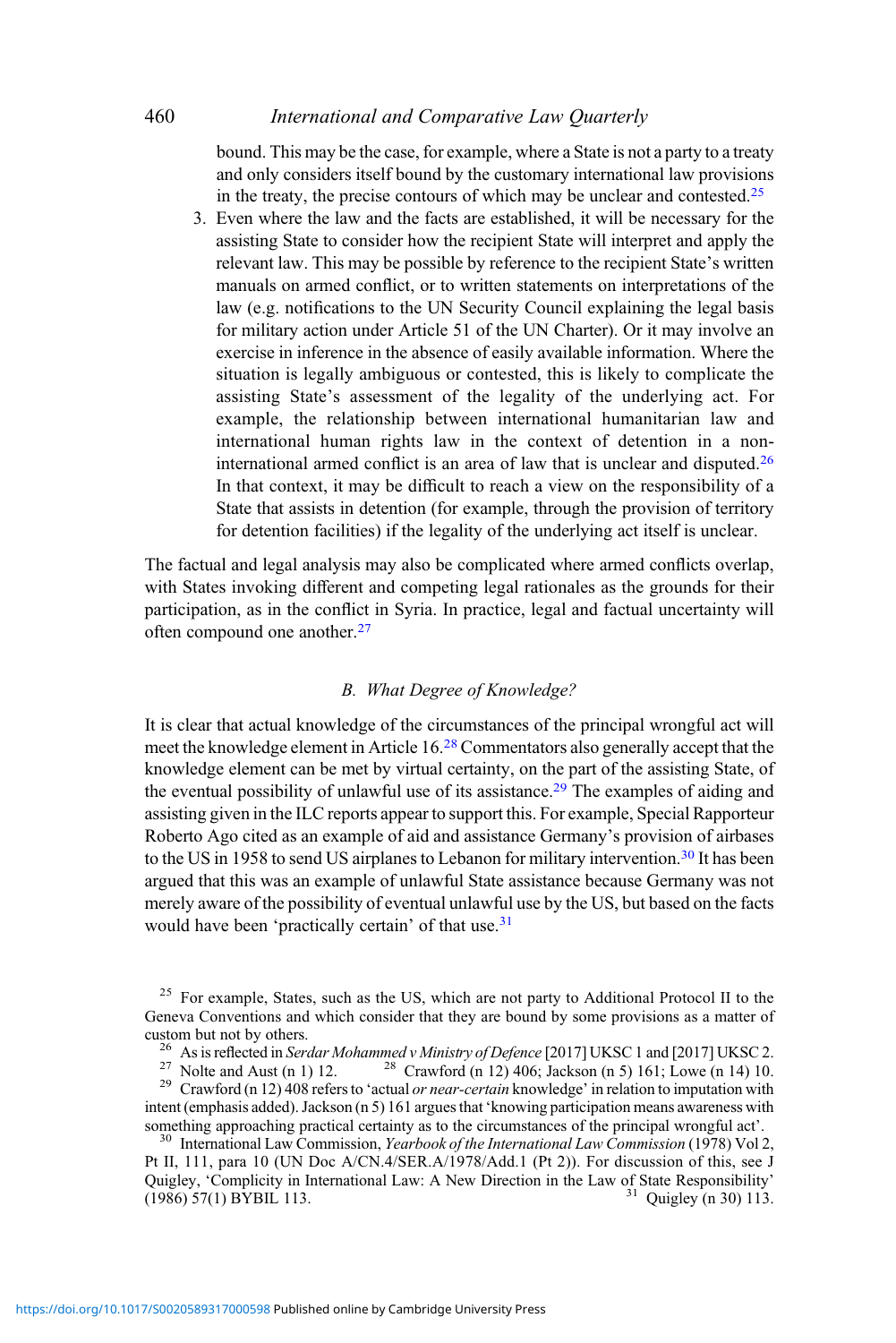bound. This may be the case, for example, where a State is not a party to a treaty and only considers itself bound by the customary international law provisions in the treaty, the precise contours of which may be unclear and contested.[25]

3. Even where the law and the facts are established, it will be necessary for the assisting State to consider how the recipient State will interpret and apply the relevant law. This may be possible by reference to the recipient State's written manuals on armed conflict, or to written statements on interpretations of the law (e.g. notifications to the UN Security Council explaining the legal basis for military action under Article 51 of the UN Charter). Or it may involve an exercise in inference in the absence of easily available information. Where the situation is legally ambiguous or contested, this is likely to complicate the assisting State's assessment of the legality of the underlying act. For example, the relationship between international humanitarian law and international human rights law in the context of detention in a non-international armed conflict is an area of law that is unclear and disputed.[26] In that context, it may be difficult to reach a view on the responsibility of a State that assists in detention (for example, through the provision of territory for detention facilities) if the legality of the underlying act itself is unclear.

The factual and legal analysis may also be complicated where armed conflicts overlap, with States invoking different and competing legal rationales as the grounds for their participation, as in the conflict in Syria. In practice, legal and factual uncertainty will often compound one another.[27]

### B. What Degree of Knowledge?

It is clear that actual knowledge of the circumstances of the principal wrongful act will meet the knowledge element in Article 16.[28] Commentators also generally accept that the knowledge element can be met by virtual certainty, on the part of the assisting State, of the eventual possibility of unlawful use of its assistance.[29] The examples of aiding and assisting given in the ILC reports appear to support this. For example, Special Rapporteur Roberto Ago cited as an example of aid and assistance Germany's provision of airbases to the US in 1958 to send US airplanes to Lebanon for military intervention.[30] It has been argued that this was an example of unlawful State assistance because Germany was not merely aware of the possibility of eventual unlawful use by the US, but based on the facts would have been 'practically certain' of that use.[31]

---

[25] For example, States, such as the US, which are not party to Additional Protocol II to the Geneva Conventions and which consider that they are bound by some provisions as a matter of custom but not by others.

[26] As is reflected in *Serdar Mohammed v Ministry of Defence* [2017] UKSC 1 and [2017] UKSC 2.

[27] Nolte and Aust (n 1) 12.

[28] Crawford (n 12) 406; Jackson (n 5) 161; Lowe (n 14) 10.

[29] Crawford (n 12) 408 refers to 'actual *or near-certain* knowledge' in relation to imputation with intent (emphasis added). Jackson (n 5) 161 argues that 'knowing participation means awareness with something approaching practical certainty as to the circumstances of the principal wrongful act'.

[30] International Law Commission, *Yearbook of the International Law Commission* (1978) Vol 2, Pt II, 111, para 10 (UN Doc A/CN.4/SER.A/1978/Add.1 (Pt 2)). For discussion of this, see J Quigley, 'Complicity in International Law: A New Direction in the Law of State Responsibility' (1986) 57(1) BYBIL 113.

[31] Quigley (n 30) 113.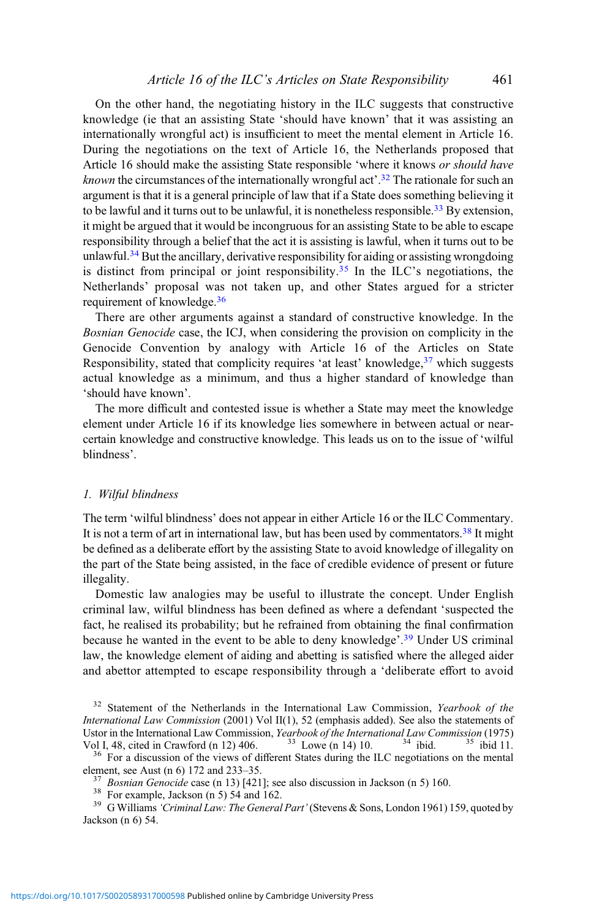On the other hand, the negotiating history in the ILC suggests that constructive knowledge (ie that an assisting State 'should have known' that it was assisting an internationally wrongful act) is insufficient to meet the mental element in Article 16. During the negotiations on the text of Article 16, the Netherlands proposed that Article 16 should make the assisting State responsible 'where it knows *or should have known* the circumstances of the internationally wrongful act'.[32] The rationale for such an argument is that it is a general principle of law that if a State does something believing it to be lawful and it turns out to be unlawful, it is nonetheless responsible.[33] By extension, it might be argued that it would be incongruous for an assisting State to be able to escape responsibility through a belief that the act it is assisting is lawful, when it turns out to be unlawful.[34] But the ancillary, derivative responsibility for aiding or assisting wrongdoing is distinct from principal or joint responsibility.[35] In the ILC's negotiations, the Netherlands' proposal was not taken up, and other States argued for a stricter requirement of knowledge.[36]

There are other arguments against a standard of constructive knowledge. In the *Bosnian Genocide* case, the ICJ, when considering the provision on complicity in the Genocide Convention by analogy with Article 16 of the Articles on State Responsibility, stated that complicity requires 'at least' knowledge,[37] which suggests actual knowledge as a minimum, and thus a higher standard of knowledge than 'should have known'.

The more difficult and contested issue is whether a State may meet the knowledge element under Article 16 if its knowledge lies somewhere in between actual or near-certain knowledge and constructive knowledge. This leads us on to the issue of 'wilful blindness'.

### *1. Wilful blindness*

The term 'wilful blindness' does not appear in either Article 16 or the ILC Commentary. It is not a term of art in international law, but has been used by commentators.[38] It might be defined as a deliberate effort by the assisting State to avoid knowledge of illegality on the part of the State being assisted, in the face of credible evidence of present or future illegality.

Domestic law analogies may be useful to illustrate the concept. Under English criminal law, wilful blindness has been defined as where a defendant 'suspected the fact, he realised its probability; but he refrained from obtaining the final confirmation because he wanted in the event to be able to deny knowledge'.[39] Under US criminal law, the knowledge element of aiding and abetting is satisfied where the alleged aider and abettor attempted to escape responsibility through a 'deliberate effort to avoid

---

[32] Statement of the Netherlands in the International Law Commission, *Yearbook of the International Law Commission* (2001) Vol II(1), 52 (emphasis added). See also the statements of Ustor in the International Law Commission, *Yearbook of the International Law Commission* (1975) Vol I, 48, cited in Crawford (n 12) 406.

[33] Lowe (n 14) 10.

[34] ibid.

[35] ibid 11.

[36] For a discussion of the views of different States during the ILC negotiations on the mental element, see Aust (n 6) 172 and 233–35.

[37] *Bosnian Genocide* case (n 13) [421]; see also discussion in Jackson (n 5) 160.

[38] For example, Jackson (n 5) 54 and 162.

[39] G Williams *'Criminal Law: The General Part'* (Stevens & Sons, London 1961) 159, quoted by Jackson (n 6) 54.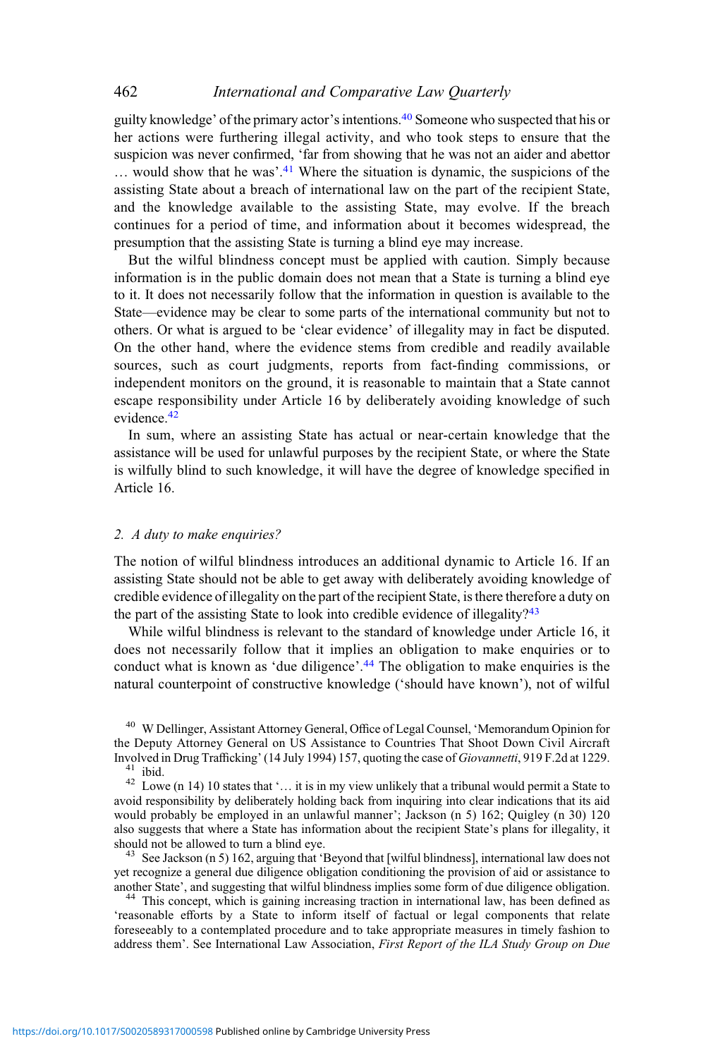guilty knowledge' of the primary actor's intentions.[40] Someone who suspected that his or her actions were furthering illegal activity, and who took steps to ensure that the suspicion was never confirmed, 'far from showing that he was not an aider and abettor … would show that he was'.[41] Where the situation is dynamic, the suspicions of the assisting State about a breach of international law on the part of the recipient State, and the knowledge available to the assisting State, may evolve. If the breach continues for a period of time, and information about it becomes widespread, the presumption that the assisting State is turning a blind eye may increase.

But the wilful blindness concept must be applied with caution. Simply because information is in the public domain does not mean that a State is turning a blind eye to it. It does not necessarily follow that the information in question is available to the State—evidence may be clear to some parts of the international community but not to others. Or what is argued to be 'clear evidence' of illegality may in fact be disputed. On the other hand, where the evidence stems from credible and readily available sources, such as court judgments, reports from fact-finding commissions, or independent monitors on the ground, it is reasonable to maintain that a State cannot escape responsibility under Article 16 by deliberately avoiding knowledge of such evidence.[42]

In sum, where an assisting State has actual or near-certain knowledge that the assistance will be used for unlawful purposes by the recipient State, or where the State is wilfully blind to such knowledge, it will have the degree of knowledge specified in Article 16.

### 2. *A duty to make enquiries?*

The notion of wilful blindness introduces an additional dynamic to Article 16. If an assisting State should not be able to get away with deliberately avoiding knowledge of credible evidence of illegality on the part of the recipient State, is there therefore a duty on the part of the assisting State to look into credible evidence of illegality?[43]

While wilful blindness is relevant to the standard of knowledge under Article 16, it does not necessarily follow that it implies an obligation to make enquiries or to conduct what is known as 'due diligence'.[44] The obligation to make enquiries is the natural counterpoint of constructive knowledge ('should have known'), not of wilful

[40] W Dellinger, Assistant Attorney General, Office of Legal Counsel, 'Memorandum Opinion for the Deputy Attorney General on US Assistance to Countries That Shoot Down Civil Aircraft Involved in Drug Trafficking' (14 July 1994) 157, quoting the case of *Giovannetti*, 919 F.2d at 1229.

[41] ibid.

[42] Lowe (n 14) 10 states that '… it is in my view unlikely that a tribunal would permit a State to avoid responsibility by deliberately holding back from inquiring into clear indications that its aid would probably be employed in an unlawful manner'; Jackson (n 5) 162; Quigley (n 30) 120 also suggests that where a State has information about the recipient State's plans for illegality, it should not be allowed to turn a blind eye.

[43] See Jackson (n 5) 162, arguing that 'Beyond that [wilful blindness], international law does not yet recognize a general due diligence obligation conditioning the provision of aid or assistance to another State', and suggesting that wilful blindness implies some form of due diligence obligation.

[44] This concept, which is gaining increasing traction in international law, has been defined as 'reasonable efforts by a State to inform itself of factual or legal components that relate foreseeably to a contemplated procedure and to take appropriate measures in timely fashion to address them'. See International Law Association, *First Report of the ILA Study Group on Due*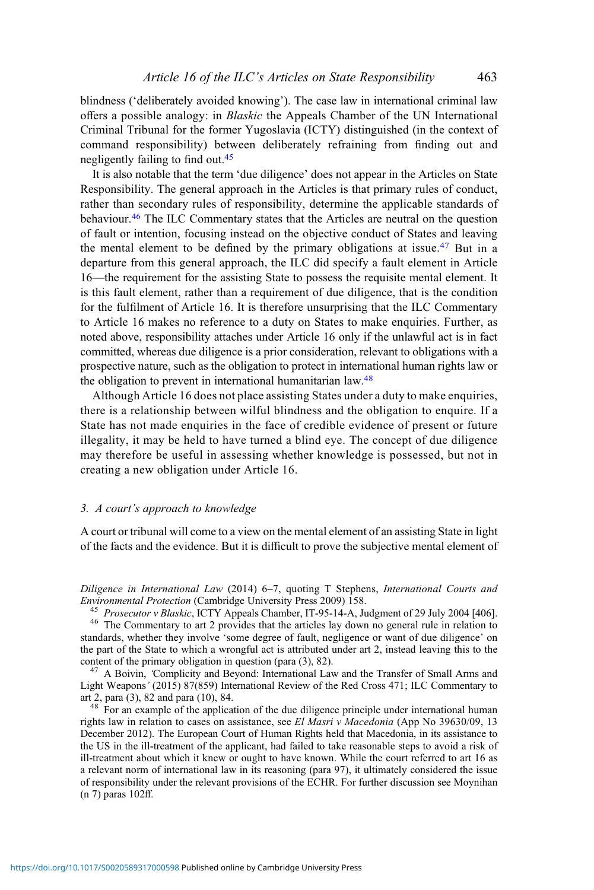blindness ('deliberately avoided knowing'). The case law in international criminal law offers a possible analogy: in *Blaskic* the Appeals Chamber of the UN International Criminal Tribunal for the former Yugoslavia (ICTY) distinguished (in the context of command responsibility) between deliberately refraining from finding out and negligently failing to find out.[45]

It is also notable that the term 'due diligence' does not appear in the Articles on State Responsibility. The general approach in the Articles is that primary rules of conduct, rather than secondary rules of responsibility, determine the applicable standards of behaviour.[46] The ILC Commentary states that the Articles are neutral on the question of fault or intention, focusing instead on the objective conduct of States and leaving the mental element to be defined by the primary obligations at issue.[47] But in a departure from this general approach, the ILC did specify a fault element in Article 16—the requirement for the assisting State to possess the requisite mental element. It is this fault element, rather than a requirement of due diligence, that is the condition for the fulfilment of Article 16. It is therefore unsurprising that the ILC Commentary to Article 16 makes no reference to a duty on States to make enquiries. Further, as noted above, responsibility attaches under Article 16 only if the unlawful act is in fact committed, whereas due diligence is a prior consideration, relevant to obligations with a prospective nature, such as the obligation to protect in international human rights law or the obligation to prevent in international humanitarian law.[48]

Although Article 16 does not place assisting States under a duty to make enquiries, there is a relationship between wilful blindness and the obligation to enquire. If a State has not made enquiries in the face of credible evidence of present or future illegality, it may be held to have turned a blind eye. The concept of due diligence may therefore be useful in assessing whether knowledge is possessed, but not in creating a new obligation under Article 16.

### 3. *A court's approach to knowledge*

A court or tribunal will come to a view on the mental element of an assisting State in light of the facts and the evidence. But it is difficult to prove the subjective mental element of

*Diligence in International Law* (2014) 6–7, quoting T Stephens, *International Courts and Environmental Protection* (Cambridge University Press 2009) 158.

[45] *Prosecutor v Blaskic*, ICTY Appeals Chamber, IT-95-14-A, Judgment of 29 July 2004 [406].

[46] The Commentary to art 2 provides that the articles lay down no general rule in relation to standards, whether they involve 'some degree of fault, negligence or want of due diligence' on the part of the State to which a wrongful act is attributed under art 2, instead leaving this to the content of the primary obligation in question (para (3), 82).

[47] A Boivin, *'*Complicity and Beyond: International Law and the Transfer of Small Arms and Light Weapons*'* (2015) 87(859) International Review of the Red Cross 471; ILC Commentary to art 2, para (3), 82 and para (10), 84.

[48] For an example of the application of the due diligence principle under international human rights law in relation to cases on assistance, see *El Masri v Macedonia* (App No 39630/09, 13 December 2012). The European Court of Human Rights held that Macedonia, in its assistance to the US in the ill-treatment of the applicant, had failed to take reasonable steps to avoid a risk of ill-treatment about which it knew or ought to have known. While the court referred to art 16 as a relevant norm of international law in its reasoning (para 97), it ultimately considered the issue of responsibility under the relevant provisions of the ECHR. For further discussion see Moynihan (n 7) paras 102ff.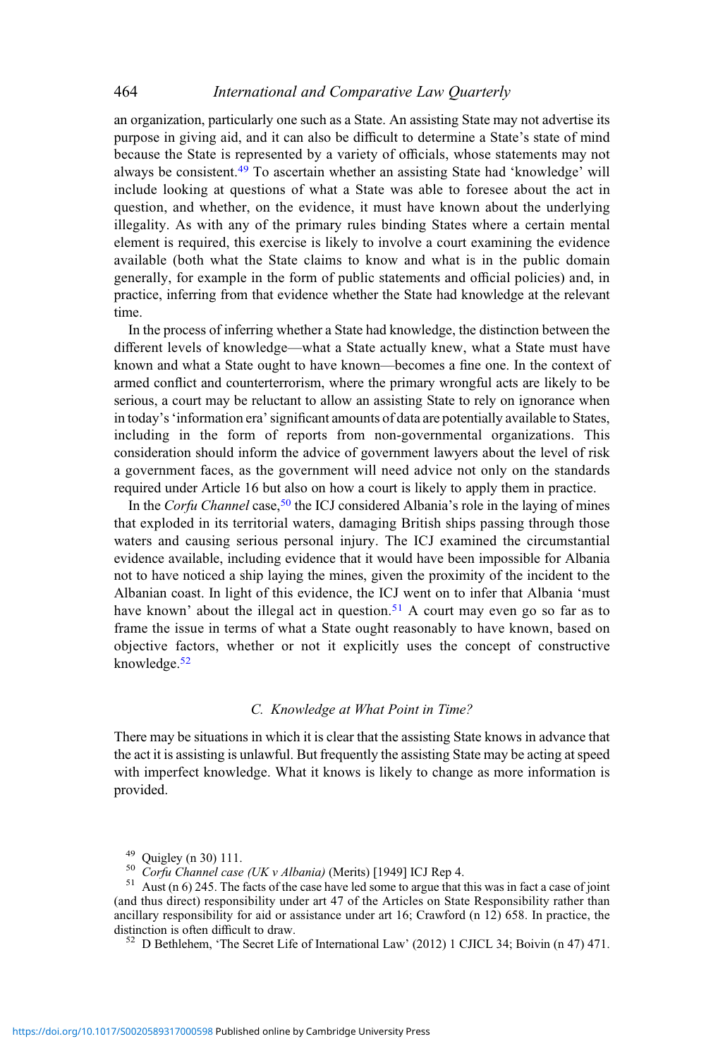an organization, particularly one such as a State. An assisting State may not advertise its purpose in giving aid, and it can also be difficult to determine a State's state of mind because the State is represented by a variety of officials, whose statements may not always be consistent.[49] To ascertain whether an assisting State had 'knowledge' will include looking at questions of what a State was able to foresee about the act in question, and whether, on the evidence, it must have known about the underlying illegality. As with any of the primary rules binding States where a certain mental element is required, this exercise is likely to involve a court examining the evidence available (both what the State claims to know and what is in the public domain generally, for example in the form of public statements and official policies) and, in practice, inferring from that evidence whether the State had knowledge at the relevant time.

In the process of inferring whether a State had knowledge, the distinction between the different levels of knowledge—what a State actually knew, what a State must have known and what a State ought to have known—becomes a fine one. In the context of armed conflict and counterterrorism, where the primary wrongful acts are likely to be serious, a court may be reluctant to allow an assisting State to rely on ignorance when in today's 'information era' significant amounts of data are potentially available to States, including in the form of reports from non-governmental organizations. This consideration should inform the advice of government lawyers about the level of risk a government faces, as the government will need advice not only on the standards required under Article 16 but also on how a court is likely to apply them in practice.

In the *Corfu Channel* case,[50] the ICJ considered Albania's role in the laying of mines that exploded in its territorial waters, damaging British ships passing through those waters and causing serious personal injury. The ICJ examined the circumstantial evidence available, including evidence that it would have been impossible for Albania not to have noticed a ship laying the mines, given the proximity of the incident to the Albanian coast. In light of this evidence, the ICJ went on to infer that Albania 'must have known' about the illegal act in question.[51] A court may even go so far as to frame the issue in terms of what a State ought reasonably to have known, based on objective factors, whether or not it explicitly uses the concept of constructive knowledge.[52]

### C. Knowledge at What Point in Time?

There may be situations in which it is clear that the assisting State knows in advance that the act it is assisting is unlawful. But frequently the assisting State may be acting at speed with imperfect knowledge. What it knows is likely to change as more information is provided.

[49] Quigley (n 30) 111.

[50] *Corfu Channel case (UK v Albania)* (Merits) [1949] ICJ Rep 4.

[51] Aust (n 6) 245. The facts of the case have led some to argue that this was in fact a case of joint (and thus direct) responsibility under art 47 of the Articles on State Responsibility rather than ancillary responsibility for aid or assistance under art 16; Crawford (n 12) 658. In practice, the distinction is often difficult to draw.

[52] D Bethlehem, 'The Secret Life of International Law' (2012) 1 CJICL 34; Boivin (n 47) 471.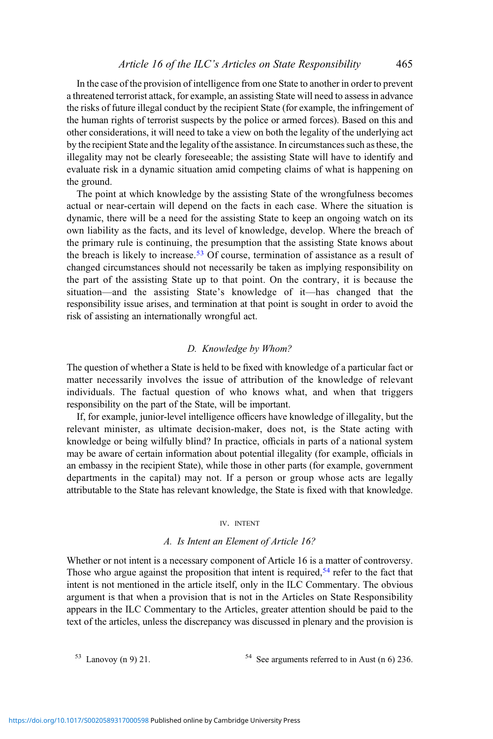In the case of the provision of intelligence from one State to another in order to prevent a threatened terrorist attack, for example, an assisting State will need to assess in advance the risks of future illegal conduct by the recipient State (for example, the infringement of the human rights of terrorist suspects by the police or armed forces). Based on this and other considerations, it will need to take a view on both the legality of the underlying act by the recipient State and the legality of the assistance. In circumstances such as these, the illegality may not be clearly foreseeable; the assisting State will have to identify and evaluate risk in a dynamic situation amid competing claims of what is happening on the ground.

The point at which knowledge by the assisting State of the wrongfulness becomes actual or near-certain will depend on the facts in each case. Where the situation is dynamic, there will be a need for the assisting State to keep an ongoing watch on its own liability as the facts, and its level of knowledge, develop. Where the breach of the primary rule is continuing, the presumption that the assisting State knows about the breach is likely to increase.[53] Of course, termination of assistance as a result of changed circumstances should not necessarily be taken as implying responsibility on the part of the assisting State up to that point. On the contrary, it is because the situation—and the assisting State's knowledge of it—has changed that the responsibility issue arises, and termination at that point is sought in order to avoid the risk of assisting an internationally wrongful act.

### D. Knowledge by Whom?

The question of whether a State is held to be fixed with knowledge of a particular fact or matter necessarily involves the issue of attribution of the knowledge of relevant individuals. The factual question of who knows what, and when that triggers responsibility on the part of the State, will be important.

If, for example, junior-level intelligence officers have knowledge of illegality, but the relevant minister, as ultimate decision-maker, does not, is the State acting with knowledge or being wilfully blind? In practice, officials in parts of a national system may be aware of certain information about potential illegality (for example, officials in an embassy in the recipient State), while those in other parts (for example, government departments in the capital) may not. If a person or group whose acts are legally attributable to the State has relevant knowledge, the State is fixed with that knowledge.

## IV. INTENT

### A. Is Intent an Element of Article 16?

Whether or not intent is a necessary component of Article 16 is a matter of controversy. Those who argue against the proposition that intent is required,[54] refer to the fact that intent is not mentioned in the article itself, only in the ILC Commentary. The obvious argument is that when a provision that is not in the Articles on State Responsibility appears in the ILC Commentary to the Articles, greater attention should be paid to the text of the articles, unless the discrepancy was discussed in plenary and the provision is

---

[53] Lanovoy (n 9) 21.

[54] See arguments referred to in Aust (n 6) 236.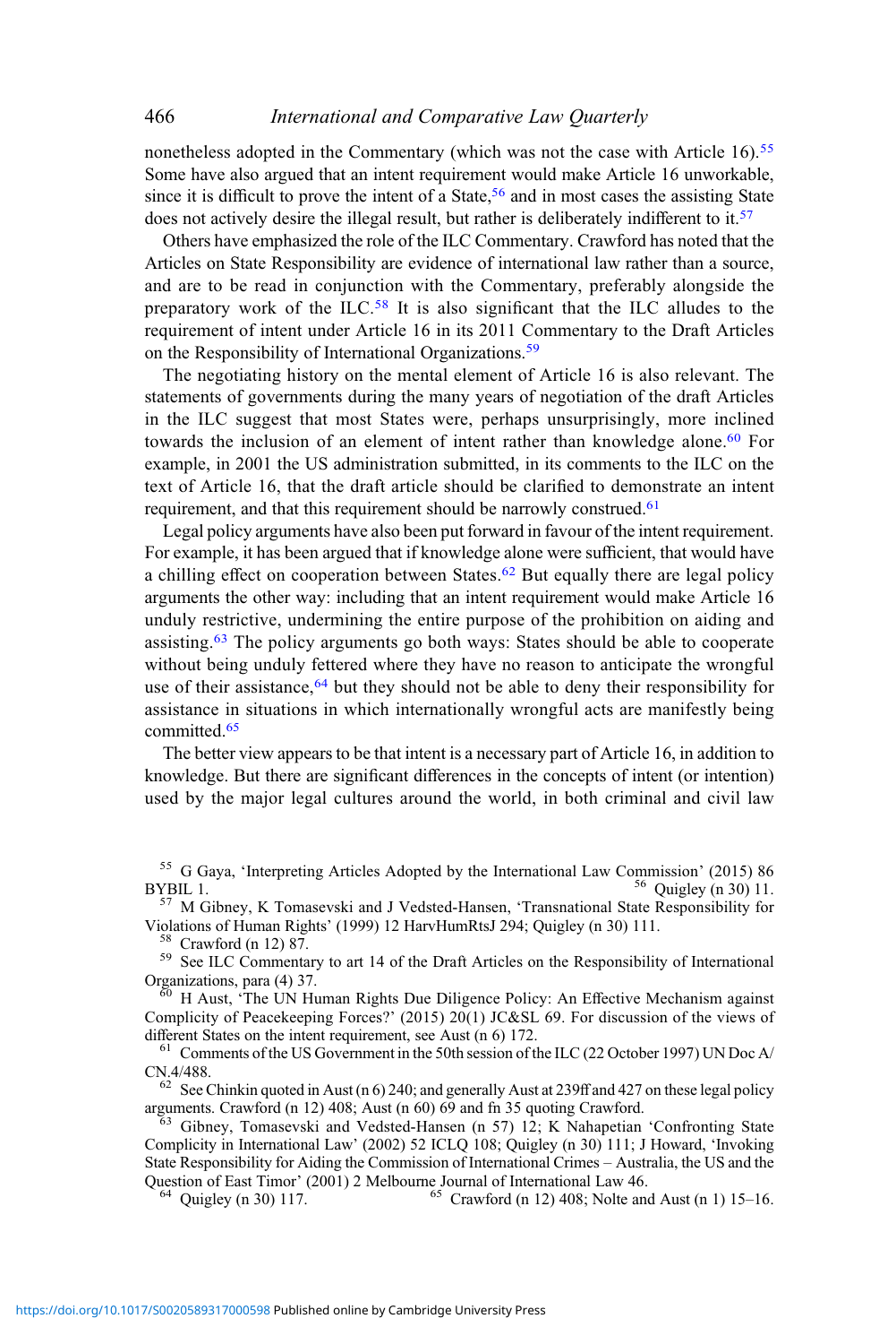nonetheless adopted in the Commentary (which was not the case with Article 16).[55] Some have also argued that an intent requirement would make Article 16 unworkable, since it is difficult to prove the intent of a State,[56] and in most cases the assisting State does not actively desire the illegal result, but rather is deliberately indifferent to it.[57]

Others have emphasized the role of the ILC Commentary. Crawford has noted that the Articles on State Responsibility are evidence of international law rather than a source, and are to be read in conjunction with the Commentary, preferably alongside the preparatory work of the ILC.[58] It is also significant that the ILC alludes to the requirement of intent under Article 16 in its 2011 Commentary to the Draft Articles on the Responsibility of International Organizations.[59]

The negotiating history on the mental element of Article 16 is also relevant. The statements of governments during the many years of negotiation of the draft Articles in the ILC suggest that most States were, perhaps unsurprisingly, more inclined towards the inclusion of an element of intent rather than knowledge alone.[60] For example, in 2001 the US administration submitted, in its comments to the ILC on the text of Article 16, that the draft article should be clarified to demonstrate an intent requirement, and that this requirement should be narrowly construed.[61]

Legal policy arguments have also been put forward in favour of the intent requirement. For example, it has been argued that if knowledge alone were sufficient, that would have a chilling effect on cooperation between States.[62] But equally there are legal policy arguments the other way: including that an intent requirement would make Article 16 unduly restrictive, undermining the entire purpose of the prohibition on aiding and assisting.[63] The policy arguments go both ways: States should be able to cooperate without being unduly fettered where they have no reason to anticipate the wrongful use of their assistance,[64] but they should not be able to deny their responsibility for assistance in situations in which internationally wrongful acts are manifestly being committed.[65]

The better view appears to be that intent is a necessary part of Article 16, in addition to knowledge. But there are significant differences in the concepts of intent (or intention) used by the major legal cultures around the world, in both criminal and civil law

[55] G Gaya, 'Interpreting Articles Adopted by the International Law Commission' (2015) 86 BYBIL 1.

[56] Quigley (n 30) 11.

[57] M Gibney, K Tomasevski and J Vedsted-Hansen, 'Transnational State Responsibility for Violations of Human Rights' (1999) 12 HarvHumRtsJ 294; Quigley (n 30) 111.

[58] Crawford (n 12) 87.

[59] See ILC Commentary to art 14 of the Draft Articles on the Responsibility of International Organizations, para (4) 37.

[60] H Aust, 'The UN Human Rights Due Diligence Policy: An Effective Mechanism against Complicity of Peacekeeping Forces?' (2015) 20(1) JC&SL 69. For discussion of the views of different States on the intent requirement, see Aust (n 6) 172.

[61] Comments of the US Government in the 50th session of the ILC (22 October 1997) UN Doc A/CN.4/488.

[62] See Chinkin quoted in Aust (n 6) 240; and generally Aust at 239ff and 427 on these legal policy arguments. Crawford (n 12) 408; Aust (n 60) 69 and fn 35 quoting Crawford.

[63] Gibney, Tomasevski and Vedsted-Hansen (n 57) 12; K Nahapetian 'Confronting State Complicity in International Law' (2002) 52 ICLQ 108; Quigley (n 30) 111; J Howard, 'Invoking State Responsibility for Aiding the Commission of International Crimes – Australia, the US and the Question of East Timor' (2001) 2 Melbourne Journal of International Law 46.

[64] Quigley (n 30) 117.

[65] Crawford (n 12) 408; Nolte and Aust (n 1) 15–16.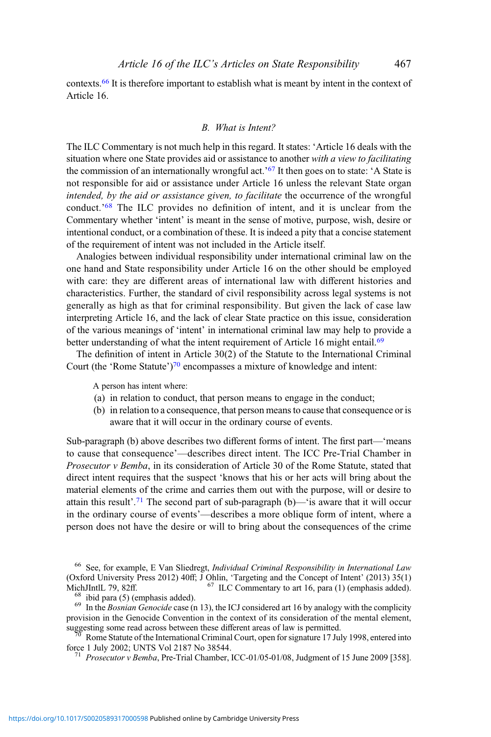contexts.[66] It is therefore important to establish what is meant by intent in the context of Article 16.

### B. What is Intent?

The ILC Commentary is not much help in this regard. It states: 'Article 16 deals with the situation where one State provides aid or assistance to another *with a view to facilitating* the commission of an internationally wrongful act.'[67] It then goes on to state: 'A State is not responsible for aid or assistance under Article 16 unless the relevant State organ *intended, by the aid or assistance given, to facilitate* the occurrence of the wrongful conduct.'[68] The ILC provides no definition of intent, and it is unclear from the Commentary whether 'intent' is meant in the sense of motive, purpose, wish, desire or intentional conduct, or a combination of these. It is indeed a pity that a concise statement of the requirement of intent was not included in the Article itself.

Analogies between individual responsibility under international criminal law on the one hand and State responsibility under Article 16 on the other should be employed with care: they are different areas of international law with different histories and characteristics. Further, the standard of civil responsibility across legal systems is not generally as high as that for criminal responsibility. But given the lack of case law interpreting Article 16, and the lack of clear State practice on this issue, consideration of the various meanings of 'intent' in international criminal law may help to provide a better understanding of what the intent requirement of Article 16 might entail.[69]

The definition of intent in Article 30(2) of the Statute to the International Criminal Court (the 'Rome Statute')[70] encompasses a mixture of knowledge and intent:

> A person has intent where:
> (a) in relation to conduct, that person means to engage in the conduct;
> (b) in relation to a consequence, that person means to cause that consequence or is aware that it will occur in the ordinary course of events.

Sub-paragraph (b) above describes two different forms of intent. The first part—'means to cause that consequence'—describes direct intent. The ICC Pre-Trial Chamber in *Prosecutor v Bemba*, in its consideration of Article 30 of the Rome Statute, stated that direct intent requires that the suspect 'knows that his or her acts will bring about the material elements of the crime and carries them out with the purpose, will or desire to attain this result'.[71] The second part of sub-paragraph (b)—'is aware that it will occur in the ordinary course of events'—describes a more oblique form of intent, where a person does not have the desire or will to bring about the consequences of the crime

---

[66] See, for example, E Van Sliedregt, *Individual Criminal Responsibility in International Law* (Oxford University Press 2012) 40ff; J Ohlin, 'Targeting and the Concept of Intent' (2013) 35(1) MichJIntlL 79, 82ff.

[67] ILC Commentary to art 16, para (1) (emphasis added).

[68] ibid para (5) (emphasis added).

[69] In the *Bosnian Genocide* case (n 13), the ICJ considered art 16 by analogy with the complicity provision in the Genocide Convention in the context of its consideration of the mental element, suggesting some read across between these different areas of law is permitted.

[70] Rome Statute of the International Criminal Court, open for signature 17 July 1998, entered into force 1 July 2002; UNTS Vol 2187 No 38544.

[71] *Prosecutor v Bemba*, Pre-Trial Chamber, ICC-01/05-01/08, Judgment of 15 June 2009 [358].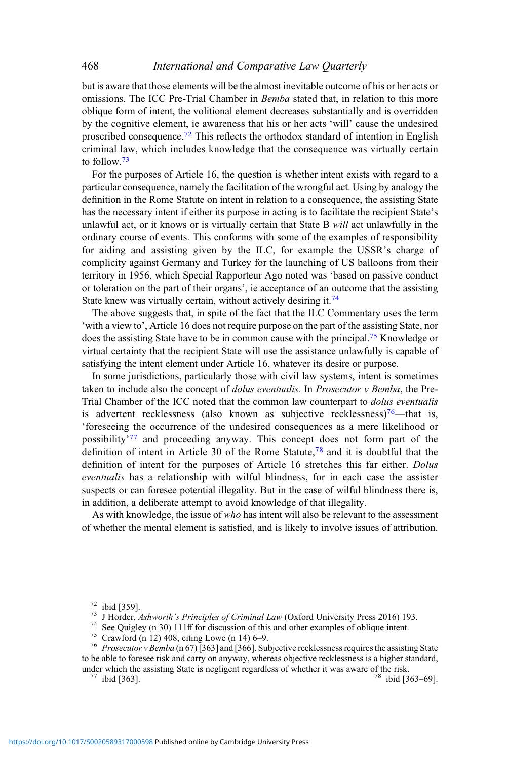but is aware that those elements will be the almost inevitable outcome of his or her acts or omissions. The ICC Pre-Trial Chamber in *Bemba* stated that, in relation to this more oblique form of intent, the volitional element decreases substantially and is overridden by the cognitive element, ie awareness that his or her acts 'will' cause the undesired proscribed consequence.[72] This reflects the orthodox standard of intention in English criminal law, which includes knowledge that the consequence was virtually certain to follow.[73]

For the purposes of Article 16, the question is whether intent exists with regard to a particular consequence, namely the facilitation of the wrongful act. Using by analogy the definition in the Rome Statute on intent in relation to a consequence, the assisting State has the necessary intent if either its purpose in acting is to facilitate the recipient State's unlawful act, or it knows or is virtually certain that State B *will* act unlawfully in the ordinary course of events. This conforms with some of the examples of responsibility for aiding and assisting given by the ILC, for example the USSR's charge of complicity against Germany and Turkey for the launching of US balloons from their territory in 1956, which Special Rapporteur Ago noted was 'based on passive conduct or toleration on the part of their organs', ie acceptance of an outcome that the assisting State knew was virtually certain, without actively desiring it.[74]

The above suggests that, in spite of the fact that the ILC Commentary uses the term 'with a view to', Article 16 does not require purpose on the part of the assisting State, nor does the assisting State have to be in common cause with the principal.[75] Knowledge or virtual certainty that the recipient State will use the assistance unlawfully is capable of satisfying the intent element under Article 16, whatever its desire or purpose.

In some jurisdictions, particularly those with civil law systems, intent is sometimes taken to include also the concept of *dolus eventualis*. In *Prosecutor v Bemba*, the Pre-Trial Chamber of the ICC noted that the common law counterpart to *dolus eventualis* is advertent recklessness (also known as subjective recklessness)[76]—that is, 'foreseeing the occurrence of the undesired consequences as a mere likelihood or possibility'[77] and proceeding anyway. This concept does not form part of the definition of intent in Article 30 of the Rome Statute,[78] and it is doubtful that the definition of intent for the purposes of Article 16 stretches this far either. *Dolus eventualis* has a relationship with wilful blindness, for in each case the assister suspects or can foresee potential illegality. But in the case of wilful blindness there is, in addition, a deliberate attempt to avoid knowledge of that illegality.

As with knowledge, the issue of *who* has intent will also be relevant to the assessment of whether the mental element is satisfied, and is likely to involve issues of attribution.

---

[72] ibid [359].

[73] J Horder, *Ashworth's Principles of Criminal Law* (Oxford University Press 2016) 193.

[74] See Quigley (n 30) 111ff for discussion of this and other examples of oblique intent.

[75] Crawford (n 12) 408, citing Lowe (n 14) 6–9.

[76] *Prosecutor v Bemba* (n 67) [363] and [366]. Subjective recklessness requires the assisting State to be able to foresee risk and carry on anyway, whereas objective recklessness is a higher standard, under which the assisting State is negligent regardless of whether it was aware of the risk.

[77] ibid [363].

[78] ibid [363–69].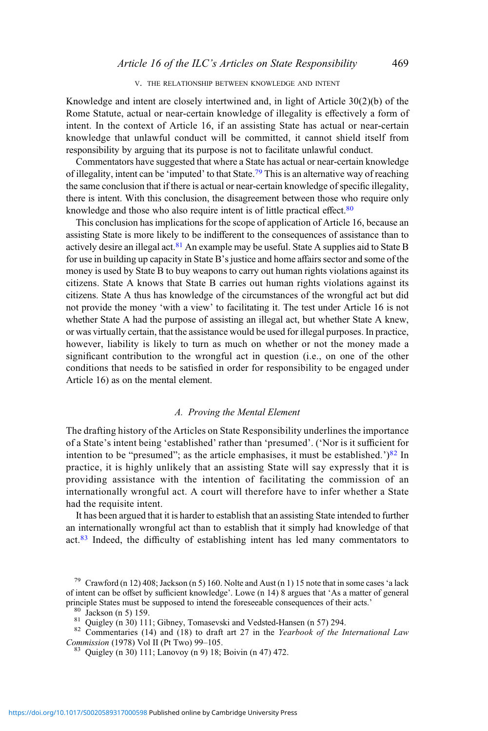## V. THE RELATIONSHIP BETWEEN KNOWLEDGE AND INTENT

Knowledge and intent are closely intertwined and, in light of Article 30(2)(b) of the Rome Statute, actual or near-certain knowledge of illegality is effectively a form of intent. In the context of Article 16, if an assisting State has actual or near-certain knowledge that unlawful conduct will be committed, it cannot shield itself from responsibility by arguing that its purpose is not to facilitate unlawful conduct.

Commentators have suggested that where a State has actual or near-certain knowledge of illegality, intent can be 'imputed' to that State.[79] This is an alternative way of reaching the same conclusion that if there is actual or near-certain knowledge of specific illegality, there is intent. With this conclusion, the disagreement between those who require only knowledge and those who also require intent is of little practical effect.[80]

This conclusion has implications for the scope of application of Article 16, because an assisting State is more likely to be indifferent to the consequences of assistance than to actively desire an illegal act.[81] An example may be useful. State A supplies aid to State B for use in building up capacity in State B's justice and home affairs sector and some of the money is used by State B to buy weapons to carry out human rights violations against its citizens. State A knows that State B carries out human rights violations against its citizens. State A thus has knowledge of the circumstances of the wrongful act but did not provide the money 'with a view' to facilitating it. The test under Article 16 is not whether State A had the purpose of assisting an illegal act, but whether State A knew, or was virtually certain, that the assistance would be used for illegal purposes. In practice, however, liability is likely to turn as much on whether or not the money made a significant contribution to the wrongful act in question (i.e., on one of the other conditions that needs to be satisfied in order for responsibility to be engaged under Article 16) as on the mental element.

### A. *Proving the Mental Element*

The drafting history of the Articles on State Responsibility underlines the importance of a State's intent being 'established' rather than 'presumed'. ('Nor is it sufficient for intention to be "presumed"; as the article emphasises, it must be established.')[82] In practice, it is highly unlikely that an assisting State will say expressly that it is providing assistance with the intention of facilitating the commission of an internationally wrongful act. A court will therefore have to infer whether a State had the requisite intent.

It has been argued that it is harder to establish that an assisting State intended to further an internationally wrongful act than to establish that it simply had knowledge of that act.[83] Indeed, the difficulty of establishing intent has led many commentators to

---

[79] Crawford (n 12) 408; Jackson (n 5) 160. Nolte and Aust (n 1) 15 note that in some cases 'a lack of intent can be offset by sufficient knowledge'. Lowe (n 14) 8 argues that 'As a matter of general principle States must be supposed to intend the foreseeable consequences of their acts.'

[80] Jackson (n 5) 159.

[81] Quigley (n 30) 111; Gibney, Tomasevski and Vedsted-Hansen (n 57) 294.

[82] Commentaries (14) and (18) to draft art 27 in the *Yearbook of the International Law Commission* (1978) Vol II (Pt Two) 99–105.

[83] Quigley (n 30) 111; Lanovoy (n 9) 18; Boivin (n 47) 472.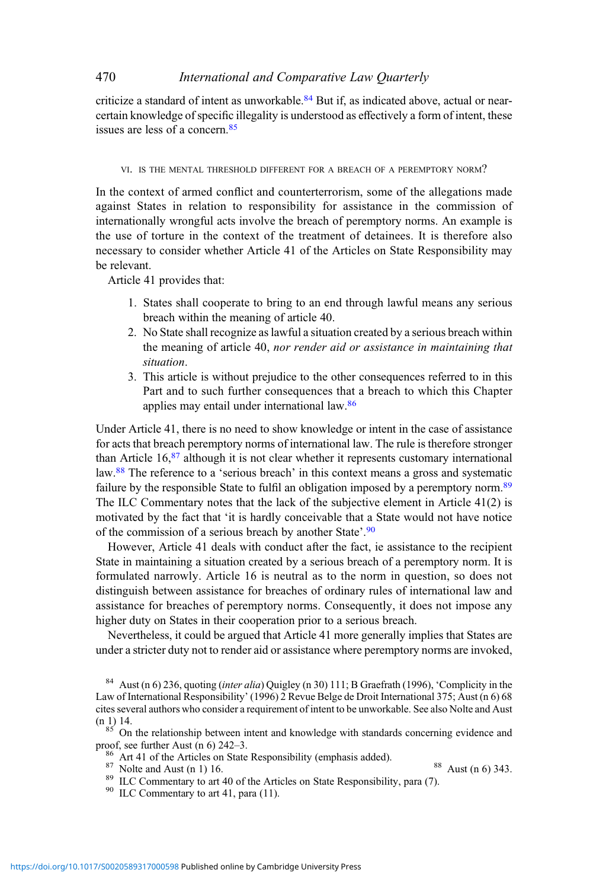criticize a standard of intent as unworkable.[84] But if, as indicated above, actual or near-certain knowledge of specific illegality is understood as effectively a form of intent, these issues are less of a concern.[85]

### VI. Is the Mental Threshold Different for a Breach of a Peremptory Norm?

In the context of armed conflict and counterterrorism, some of the allegations made against States in relation to responsibility for assistance in the commission of internationally wrongful acts involve the breach of peremptory norms. An example is the use of torture in the context of the treatment of detainees. It is therefore also necessary to consider whether Article 41 of the Articles on State Responsibility may be relevant.

Article 41 provides that:

> 1. States shall cooperate to bring to an end through lawful means any serious breach within the meaning of article 40.
> 2. No State shall recognize as lawful a situation created by a serious breach within the meaning of article 40, *nor render aid or assistance in maintaining that situation*.
> 3. This article is without prejudice to the other consequences referred to in this Part and to such further consequences that a breach to which this Chapter applies may entail under international law.[86]

Under Article 41, there is no need to show knowledge or intent in the case of assistance for acts that breach peremptory norms of international law. The rule is therefore stronger than Article 16,[87] although it is not clear whether it represents customary international law.[88] The reference to a 'serious breach' in this context means a gross and systematic failure by the responsible State to fulfil an obligation imposed by a peremptory norm.[89] The ILC Commentary notes that the lack of the subjective element in Article 41(2) is motivated by the fact that 'it is hardly conceivable that a State would not have notice of the commission of a serious breach by another State'.[90]

However, Article 41 deals with conduct after the fact, ie assistance to the recipient State in maintaining a situation created by a serious breach of a peremptory norm. It is formulated narrowly. Article 16 is neutral as to the norm in question, so does not distinguish between assistance for breaches of ordinary rules of international law and assistance for breaches of peremptory norms. Consequently, it does not impose any higher duty on States in their cooperation prior to a serious breach.

Nevertheless, it could be argued that Article 41 more generally implies that States are under a stricter duty not to render aid or assistance where peremptory norms are invoked,

---

[84] Aust (n 6) 236, quoting (*inter alia*) Quigley (n 30) 111; B Graefrath (1996), 'Complicity in the Law of International Responsibility' (1996) 2 Revue Belge de Droit International 375; Aust (n 6) 68 cites several authors who consider a requirement of intent to be unworkable. See also Nolte and Aust (n 1) 14.

[85] On the relationship between intent and knowledge with standards concerning evidence and proof, see further Aust (n 6) 242–3.

[86] Art 41 of the Articles on State Responsibility (emphasis added).

[87] Nolte and Aust (n 1) 16.

[88] Aust (n 6) 343.

[89] ILC Commentary to art 40 of the Articles on State Responsibility, para (7).

[90] ILC Commentary to art 41, para (11).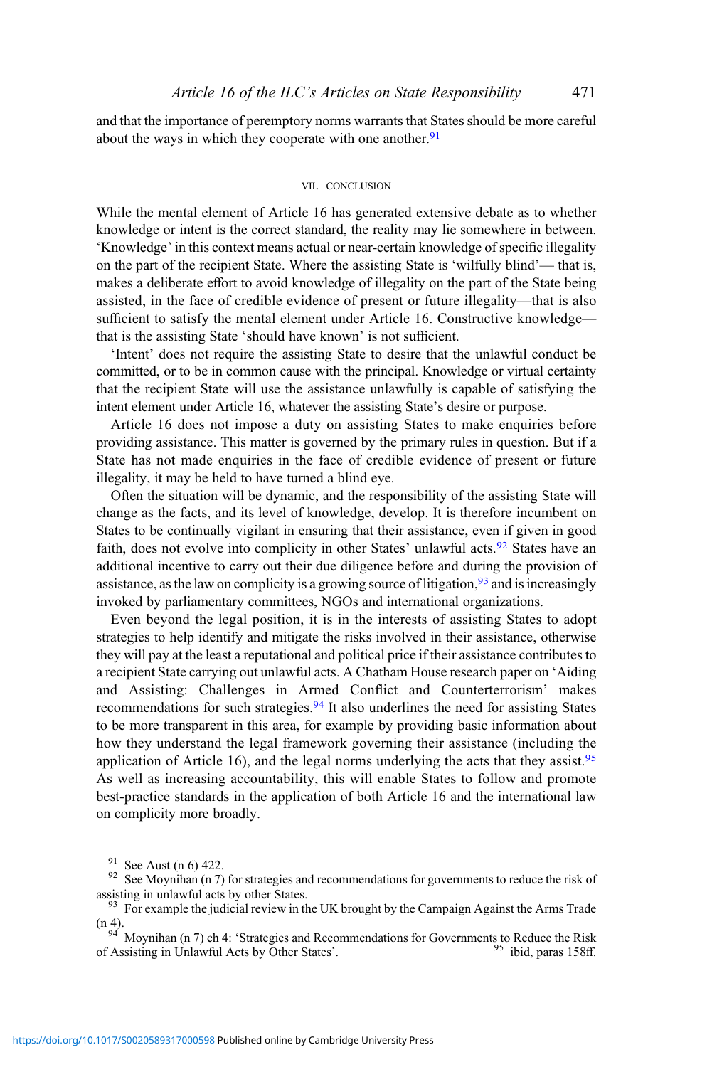and that the importance of peremptory norms warrants that States should be more careful about the ways in which they cooperate with one another.[91]

## VII. Conclusion

While the mental element of Article 16 has generated extensive debate as to whether knowledge or intent is the correct standard, the reality may lie somewhere in between. 'Knowledge' in this context means actual or near-certain knowledge of specific illegality on the part of the recipient State. Where the assisting State is 'wilfully blind'— that is, makes a deliberate effort to avoid knowledge of illegality on the part of the State being assisted, in the face of credible evidence of present or future illegality—that is also sufficient to satisfy the mental element under Article 16. Constructive knowledge—that is the assisting State 'should have known' is not sufficient.

'Intent' does not require the assisting State to desire that the unlawful conduct be committed, or to be in common cause with the principal. Knowledge or virtual certainty that the recipient State will use the assistance unlawfully is capable of satisfying the intent element under Article 16, whatever the assisting State's desire or purpose.

Article 16 does not impose a duty on assisting States to make enquiries before providing assistance. This matter is governed by the primary rules in question. But if a State has not made enquiries in the face of credible evidence of present or future illegality, it may be held to have turned a blind eye.

Often the situation will be dynamic, and the responsibility of the assisting State will change as the facts, and its level of knowledge, develop. It is therefore incumbent on States to be continually vigilant in ensuring that their assistance, even if given in good faith, does not evolve into complicity in other States' unlawful acts.[92] States have an additional incentive to carry out their due diligence before and during the provision of assistance, as the law on complicity is a growing source of litigation,[93] and is increasingly invoked by parliamentary committees, NGOs and international organizations.

Even beyond the legal position, it is in the interests of assisting States to adopt strategies to help identify and mitigate the risks involved in their assistance, otherwise they will pay at the least a reputational and political price if their assistance contributes to a recipient State carrying out unlawful acts. A Chatham House research paper on 'Aiding and Assisting: Challenges in Armed Conflict and Counterterrorism' makes recommendations for such strategies.[94] It also underlines the need for assisting States to be more transparent in this area, for example by providing basic information about how they understand the legal framework governing their assistance (including the application of Article 16), and the legal norms underlying the acts that they assist.[95] As well as increasing accountability, this will enable States to follow and promote best-practice standards in the application of both Article 16 and the international law on complicity more broadly.

---

[91] See Aust (n 6) 422.

[92] See Moynihan (n 7) for strategies and recommendations for governments to reduce the risk of assisting in unlawful acts by other States.

[93] For example the judicial review in the UK brought by the Campaign Against the Arms Trade (n 4).

[94] Moynihan (n 7) ch 4: 'Strategies and Recommendations for Governments to Reduce the Risk of Assisting in Unlawful Acts by Other States'.

[95] ibid, paras 158ff.